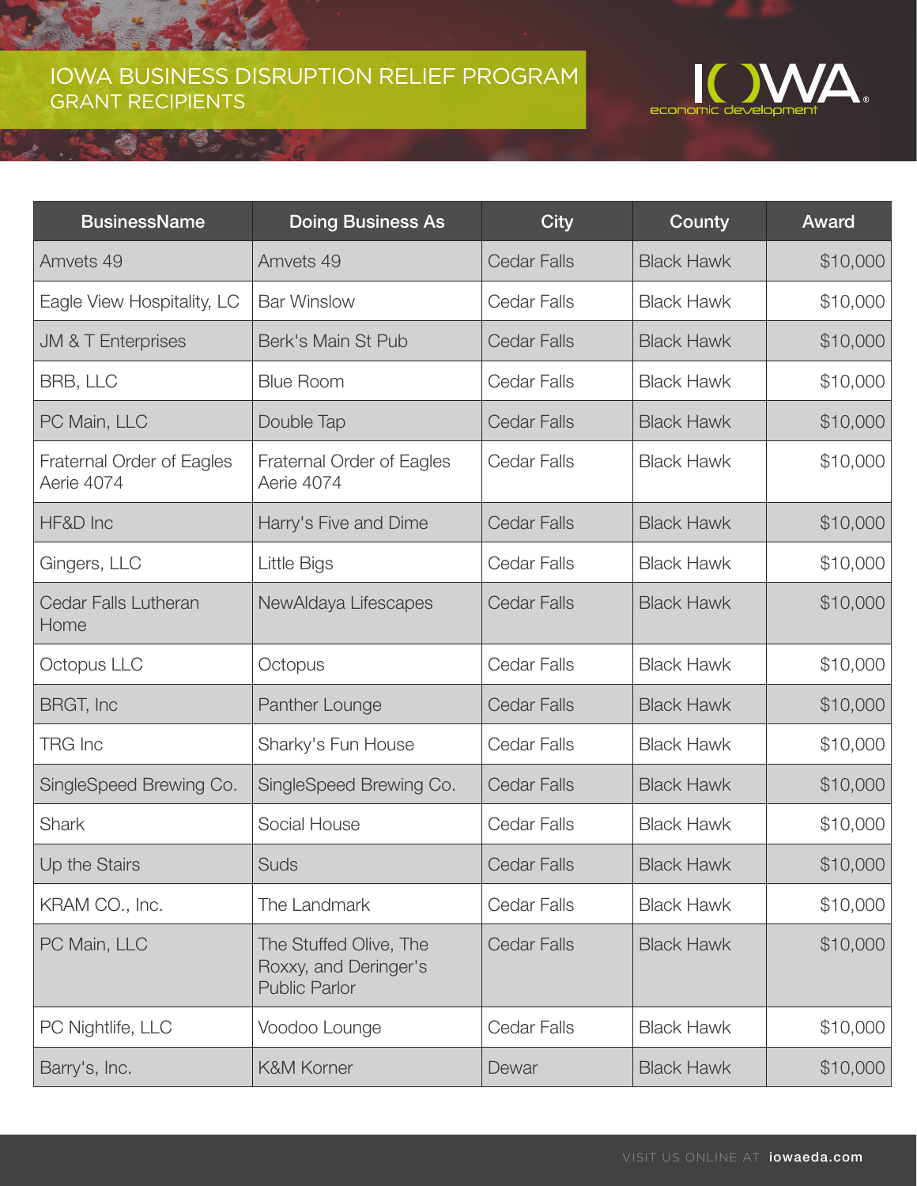# IOWA BUSINESS DISRUPTION RELIEF PROGRAM
## GRANT RECIPIENTS

| BusinessName | Doing Business As | City | County | Award |
|---|---|---|---|---|
| Amvets 49 | Amvets 49 | Cedar Falls | Black Hawk | $10,000 |
| Eagle View Hospitality, LC | Bar Winslow | Cedar Falls | Black Hawk | $10,000 |
| JM & T Enterprises | Berk's Main St Pub | Cedar Falls | Black Hawk | $10,000 |
| BRB, LLC | Blue Room | Cedar Falls | Black Hawk | $10,000 |
| PC Main, LLC | Double Tap | Cedar Falls | Black Hawk | $10,000 |
| Fraternal Order of Eagles Aerie 4074 | Fraternal Order of Eagles Aerie 4074 | Cedar Falls | Black Hawk | $10,000 |
| HF&D Inc | Harry's Five and Dime | Cedar Falls | Black Hawk | $10,000 |
| Gingers, LLC | Little Bigs | Cedar Falls | Black Hawk | $10,000 |
| Cedar Falls Lutheran Home | NewAldaya Lifescapes | Cedar Falls | Black Hawk | $10,000 |
| Octopus LLC | Octopus | Cedar Falls | Black Hawk | $10,000 |
| BRGT, Inc | Panther Lounge | Cedar Falls | Black Hawk | $10,000 |
| TRG Inc | Sharky's Fun House | Cedar Falls | Black Hawk | $10,000 |
| SingleSpeed Brewing Co. | SingleSpeed Brewing Co. | Cedar Falls | Black Hawk | $10,000 |
| Shark | Social House | Cedar Falls | Black Hawk | $10,000 |
| Up the Stairs | Suds | Cedar Falls | Black Hawk | $10,000 |
| KRAM CO., Inc. | The Landmark | Cedar Falls | Black Hawk | $10,000 |
| PC Main, LLC | The Stuffed Olive, The Roxxy, and Deringer's Public Parlor | Cedar Falls | Black Hawk | $10,000 |
| PC Nightlife, LLC | Voodoo Lounge | Cedar Falls | Black Hawk | $10,000 |
| Barry's, Inc. | K&M Korner | Dewar | Black Hawk | $10,000 |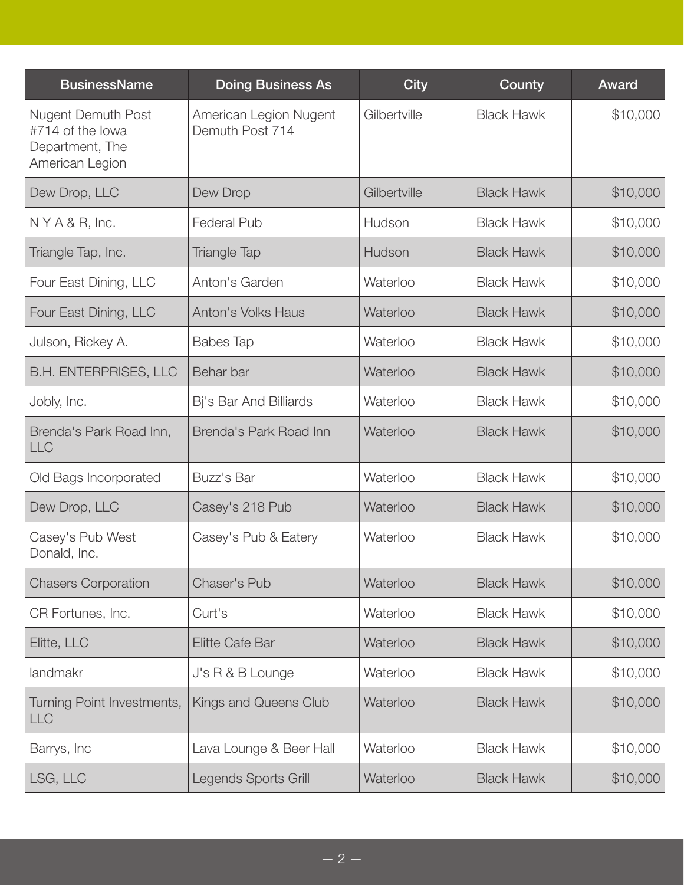| BusinessName | Doing Business As | City | County | Award |
| --- | --- | --- | --- | --- |
| Nugent Demuth Post #714 of the Iowa Department, The American Legion | American Legion Nugent Demuth Post 714 | Gilbertville | Black Hawk | $10,000 |
| Dew Drop, LLC | Dew Drop | Gilbertville | Black Hawk | $10,000 |
| N Y A & R, Inc. | Federal Pub | Hudson | Black Hawk | $10,000 |
| Triangle Tap, Inc. | Triangle Tap | Hudson | Black Hawk | $10,000 |
| Four East Dining, LLC | Anton's Garden | Waterloo | Black Hawk | $10,000 |
| Four East Dining, LLC | Anton's Volks Haus | Waterloo | Black Hawk | $10,000 |
| Julson, Rickey A. | Babes Tap | Waterloo | Black Hawk | $10,000 |
| B.H. ENTERPRISES, LLC | Behar bar | Waterloo | Black Hawk | $10,000 |
| Jobly, Inc. | Bj's Bar And Billiards | Waterloo | Black Hawk | $10,000 |
| Brenda's Park Road Inn, LLC | Brenda's Park Road Inn | Waterloo | Black Hawk | $10,000 |
| Old Bags Incorporated | Buzz's Bar | Waterloo | Black Hawk | $10,000 |
| Dew Drop, LLC | Casey's 218 Pub | Waterloo | Black Hawk | $10,000 |
| Casey's Pub West Donald, Inc. | Casey's Pub & Eatery | Waterloo | Black Hawk | $10,000 |
| Chasers Corporation | Chaser's Pub | Waterloo | Black Hawk | $10,000 |
| CR Fortunes, Inc. | Curt's | Waterloo | Black Hawk | $10,000 |
| Elitte, LLC | Elitte Cafe Bar | Waterloo | Black Hawk | $10,000 |
| landmakr | J's R & B Lounge | Waterloo | Black Hawk | $10,000 |
| Turning Point Investments, LLC | Kings and Queens Club | Waterloo | Black Hawk | $10,000 |
| Barrys, Inc | Lava Lounge & Beer Hall | Waterloo | Black Hawk | $10,000 |
| LSG, LLC | Legends Sports Grill | Waterloo | Black Hawk | $10,000 |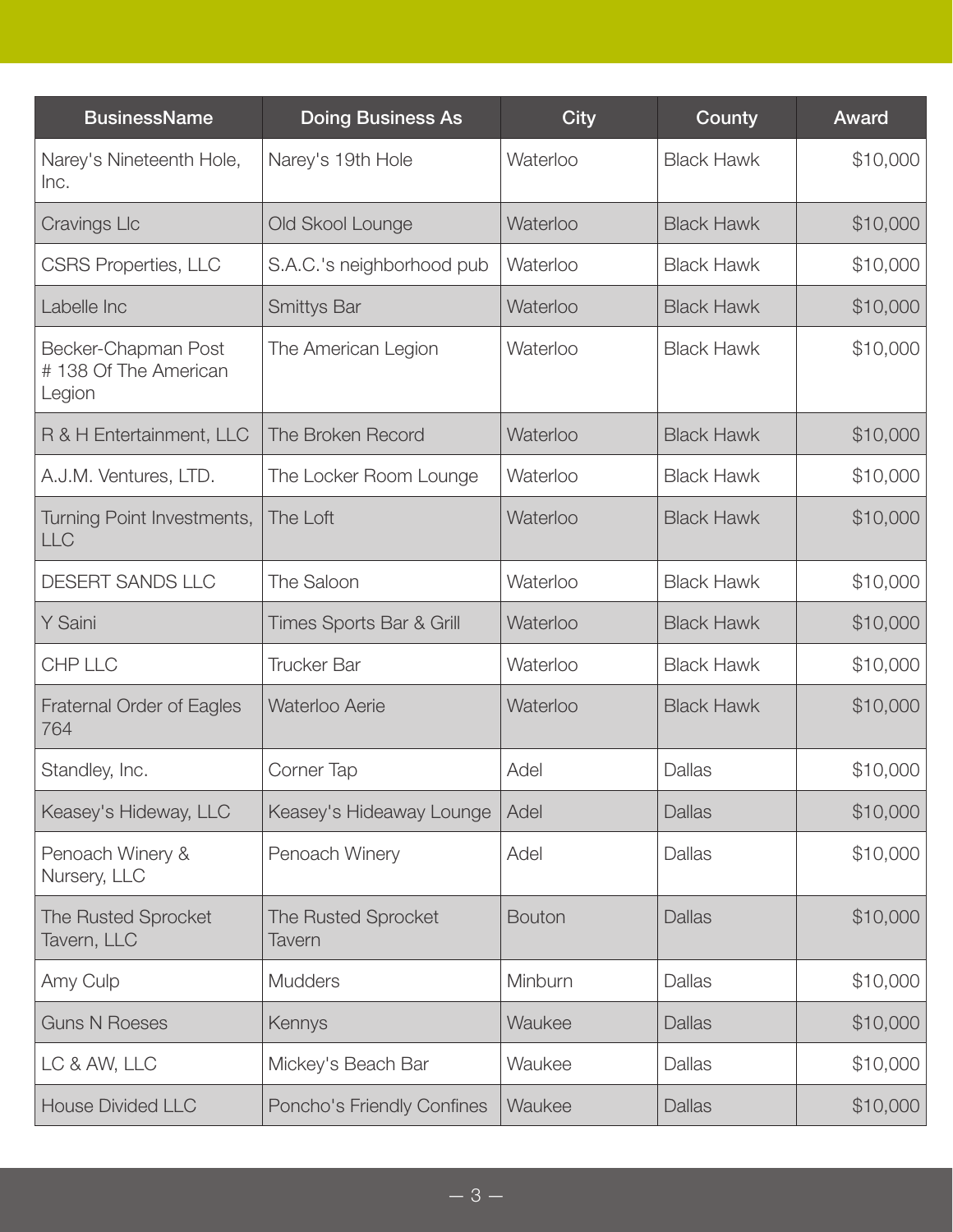| BusinessName | Doing Business As | City | County | Award |
|---|---|---|---|---|
| Narey's Nineteenth Hole, Inc. | Narey's 19th Hole | Waterloo | Black Hawk | $10,000 |
| Cravings Llc | Old Skool Lounge | Waterloo | Black Hawk | $10,000 |
| CSRS Properties, LLC | S.A.C.'s neighborhood pub | Waterloo | Black Hawk | $10,000 |
| Labelle Inc | Smittys Bar | Waterloo | Black Hawk | $10,000 |
| Becker-Chapman Post # 138 Of The American Legion | The American Legion | Waterloo | Black Hawk | $10,000 |
| R & H Entertainment, LLC | The Broken Record | Waterloo | Black Hawk | $10,000 |
| A.J.M. Ventures, LTD. | The Locker Room Lounge | Waterloo | Black Hawk | $10,000 |
| Turning Point Investments, LLC | The Loft | Waterloo | Black Hawk | $10,000 |
| DESERT SANDS LLC | The Saloon | Waterloo | Black Hawk | $10,000 |
| Y Saini | Times Sports Bar & Grill | Waterloo | Black Hawk | $10,000 |
| CHP LLC | Trucker Bar | Waterloo | Black Hawk | $10,000 |
| Fraternal Order of Eagles 764 | Waterloo Aerie | Waterloo | Black Hawk | $10,000 |
| Standley, Inc. | Corner Tap | Adel | Dallas | $10,000 |
| Keasey's Hideway, LLC | Keasey's Hideaway Lounge | Adel | Dallas | $10,000 |
| Penoach Winery & Nursery, LLC | Penoach Winery | Adel | Dallas | $10,000 |
| The Rusted Sprocket Tavern, LLC | The Rusted Sprocket Tavern | Bouton | Dallas | $10,000 |
| Amy Culp | Mudders | Minburn | Dallas | $10,000 |
| Guns N Roeses | Kennys | Waukee | Dallas | $10,000 |
| LC & AW, LLC | Mickey's Beach Bar | Waukee | Dallas | $10,000 |
| House Divided LLC | Poncho's Friendly Confines | Waukee | Dallas | $10,000 |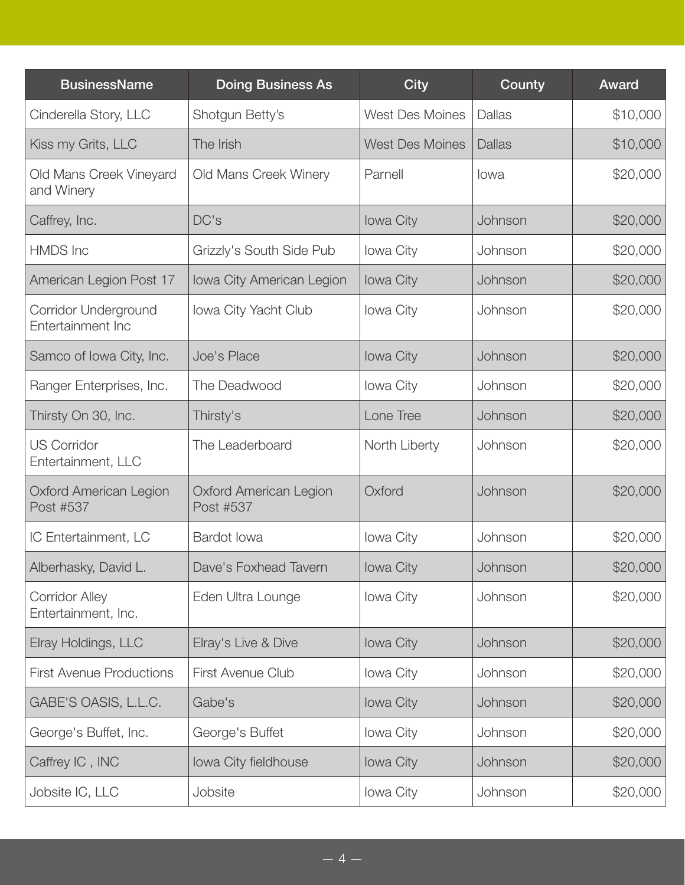| BusinessName | Doing Business As | City | County | Award |
|---|---|---|---|---|
| Cinderella Story, LLC | Shotgun Betty's | West Des Moines | Dallas | $10,000 |
| Kiss my Grits, LLC | The Irish | West Des Moines | Dallas | $10,000 |
| Old Mans Creek Vineyard and Winery | Old Mans Creek Winery | Parnell | Iowa | $20,000 |
| Caffrey, Inc. | DC's | Iowa City | Johnson | $20,000 |
| HMDS Inc | Grizzly's South Side Pub | Iowa City | Johnson | $20,000 |
| American Legion Post 17 | Iowa City American Legion | Iowa City | Johnson | $20,000 |
| Corridor Underground Entertainment Inc | Iowa City Yacht Club | Iowa City | Johnson | $20,000 |
| Samco of Iowa City, Inc. | Joe's Place | Iowa City | Johnson | $20,000 |
| Ranger Enterprises, Inc. | The Deadwood | Iowa City | Johnson | $20,000 |
| Thirsty On 30, Inc. | Thirsty's | Lone Tree | Johnson | $20,000 |
| US Corridor Entertainment, LLC | The Leaderboard | North Liberty | Johnson | $20,000 |
| Oxford American Legion Post #537 | Oxford American Legion Post #537 | Oxford | Johnson | $20,000 |
| IC Entertainment, LC | Bardot Iowa | Iowa City | Johnson | $20,000 |
| Alberhasky, David L. | Dave's Foxhead Tavern | Iowa City | Johnson | $20,000 |
| Corridor Alley Entertainment, Inc. | Eden Ultra Lounge | Iowa City | Johnson | $20,000 |
| Elray Holdings, LLC | Elray's Live & Dive | Iowa City | Johnson | $20,000 |
| First Avenue Productions | First Avenue Club | Iowa City | Johnson | $20,000 |
| GABE'S OASIS, L.L.C. | Gabe's | Iowa City | Johnson | $20,000 |
| George's Buffet, Inc. | George's Buffet | Iowa City | Johnson | $20,000 |
| Caffrey IC , INC | Iowa City fieldhouse | Iowa City | Johnson | $20,000 |
| Jobsite IC, LLC | Jobsite | Iowa City | Johnson | $20,000 |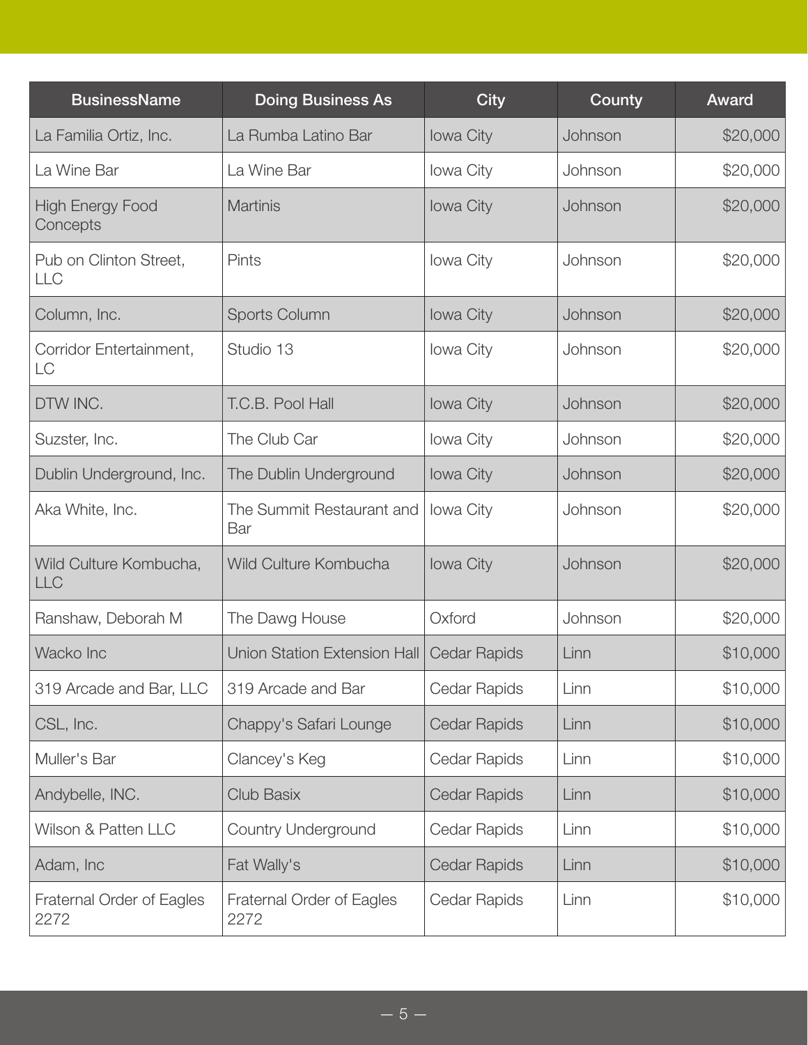| BusinessName | Doing Business As | City | County | Award |
| --- | --- | --- | --- | --- |
| La Familia Ortiz, Inc. | La Rumba Latino Bar | Iowa City | Johnson | $20,000 |
| La Wine Bar | La Wine Bar | Iowa City | Johnson | $20,000 |
| High Energy Food Concepts | Martinis | Iowa City | Johnson | $20,000 |
| Pub on Clinton Street, LLC | Pints | Iowa City | Johnson | $20,000 |
| Column, Inc. | Sports Column | Iowa City | Johnson | $20,000 |
| Corridor Entertainment, LC | Studio 13 | Iowa City | Johnson | $20,000 |
| DTW INC. | T.C.B. Pool Hall | Iowa City | Johnson | $20,000 |
| Suzster, Inc. | The Club Car | Iowa City | Johnson | $20,000 |
| Dublin Underground, Inc. | The Dublin Underground | Iowa City | Johnson | $20,000 |
| Aka White, Inc. | The Summit Restaurant and Bar | Iowa City | Johnson | $20,000 |
| Wild Culture Kombucha, LLC | Wild Culture Kombucha | Iowa City | Johnson | $20,000 |
| Ranshaw, Deborah M | The Dawg House | Oxford | Johnson | $20,000 |
| Wacko Inc | Union Station Extension Hall | Cedar Rapids | Linn | $10,000 |
| 319 Arcade and Bar, LLC | 319 Arcade and Bar | Cedar Rapids | Linn | $10,000 |
| CSL, Inc. | Chappy's Safari Lounge | Cedar Rapids | Linn | $10,000 |
| Muller's Bar | Clancey's Keg | Cedar Rapids | Linn | $10,000 |
| Andybelle, INC. | Club Basix | Cedar Rapids | Linn | $10,000 |
| Wilson & Patten LLC | Country Underground | Cedar Rapids | Linn | $10,000 |
| Adam, Inc | Fat Wally's | Cedar Rapids | Linn | $10,000 |
| Fraternal Order of Eagles 2272 | Fraternal Order of Eagles 2272 | Cedar Rapids | Linn | $10,000 |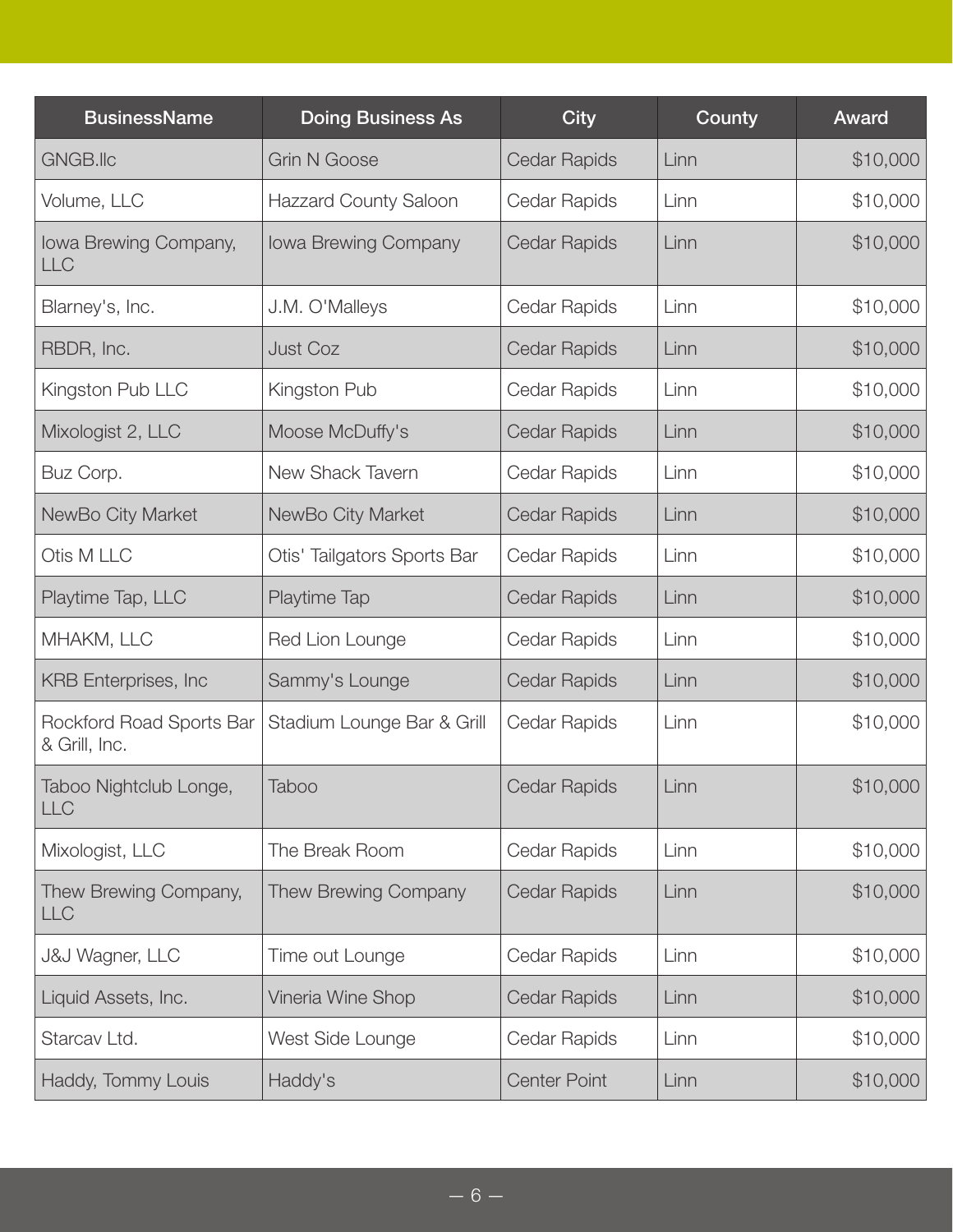| BusinessName | Doing Business As | City | County | Award |
|---|---|---|---|---|
| GNGB.llc | Grin N Goose | Cedar Rapids | Linn | $10,000 |
| Volume, LLC | Hazzard County Saloon | Cedar Rapids | Linn | $10,000 |
| Iowa Brewing Company, LLC | Iowa Brewing Company | Cedar Rapids | Linn | $10,000 |
| Blarney's, Inc. | J.M. O'Malleys | Cedar Rapids | Linn | $10,000 |
| RBDR, Inc. | Just Coz | Cedar Rapids | Linn | $10,000 |
| Kingston Pub LLC | Kingston Pub | Cedar Rapids | Linn | $10,000 |
| Mixologist 2, LLC | Moose McDuffy's | Cedar Rapids | Linn | $10,000 |
| Buz Corp. | New Shack Tavern | Cedar Rapids | Linn | $10,000 |
| NewBo City Market | NewBo City Market | Cedar Rapids | Linn | $10,000 |
| Otis M LLC | Otis' Tailgators Sports Bar | Cedar Rapids | Linn | $10,000 |
| Playtime Tap, LLC | Playtime Tap | Cedar Rapids | Linn | $10,000 |
| MHAKM, LLC | Red Lion Lounge | Cedar Rapids | Linn | $10,000 |
| KRB Enterprises, Inc | Sammy's Lounge | Cedar Rapids | Linn | $10,000 |
| Rockford Road Sports Bar & Grill, Inc. | Stadium Lounge Bar & Grill | Cedar Rapids | Linn | $10,000 |
| Taboo Nightclub Longe, LLC | Taboo | Cedar Rapids | Linn | $10,000 |
| Mixologist, LLC | The Break Room | Cedar Rapids | Linn | $10,000 |
| Thew Brewing Company, LLC | Thew Brewing Company | Cedar Rapids | Linn | $10,000 |
| J&J Wagner, LLC | Time out Lounge | Cedar Rapids | Linn | $10,000 |
| Liquid Assets, Inc. | Vineria Wine Shop | Cedar Rapids | Linn | $10,000 |
| Starcav Ltd. | West Side Lounge | Cedar Rapids | Linn | $10,000 |
| Haddy, Tommy Louis | Haddy's | Center Point | Linn | $10,000 |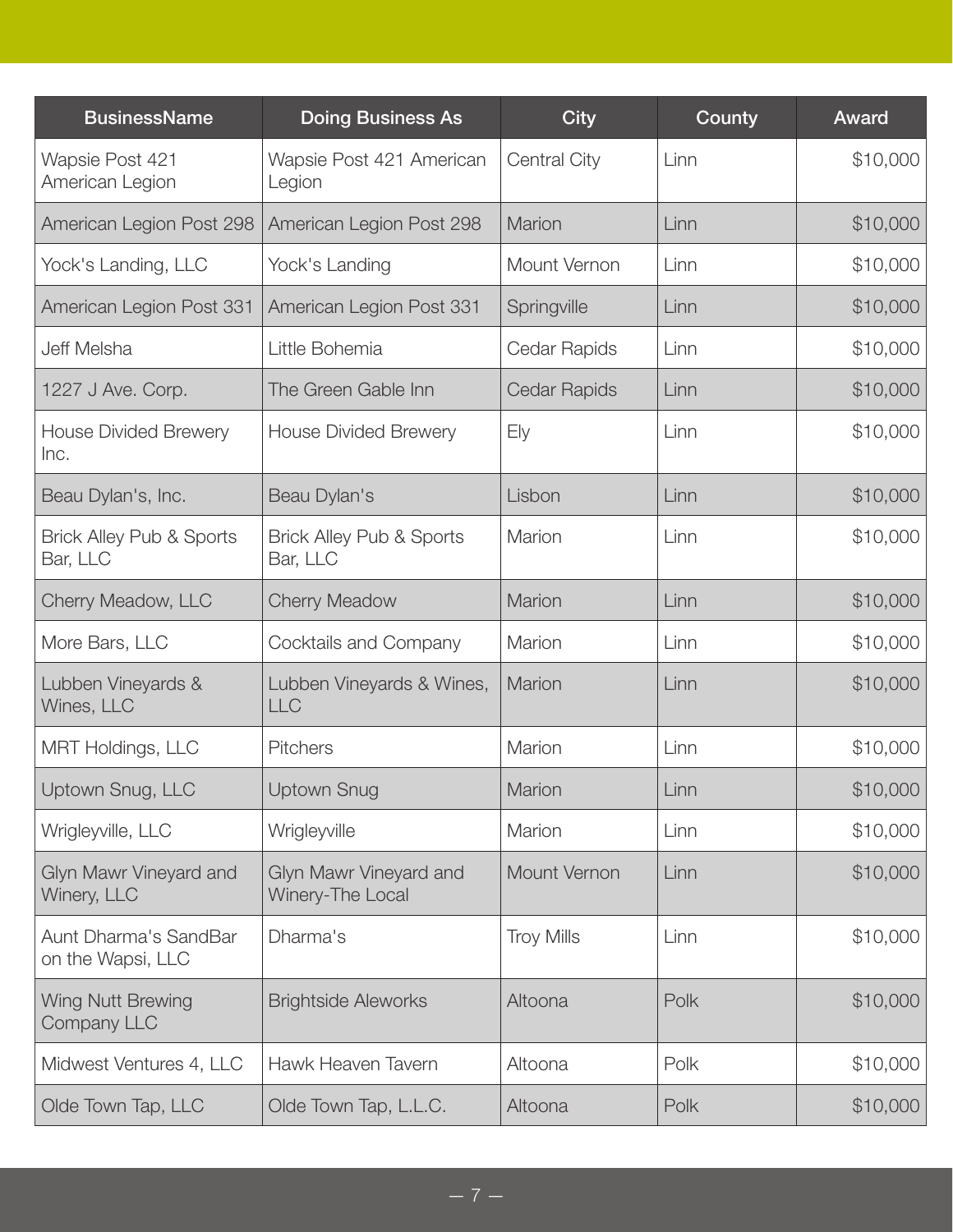| BusinessName | Doing Business As | City | County | Award |
|---|---|---|---|---|
| Wapsie Post 421 American Legion | Wapsie Post 421 American Legion | Central City | Linn | $10,000 |
| American Legion Post 298 | American Legion Post 298 | Marion | Linn | $10,000 |
| Yock's Landing, LLC | Yock's Landing | Mount Vernon | Linn | $10,000 |
| American Legion Post 331 | American Legion Post 331 | Springville | Linn | $10,000 |
| Jeff Melsha | Little Bohemia | Cedar Rapids | Linn | $10,000 |
| 1227 J Ave. Corp. | The Green Gable Inn | Cedar Rapids | Linn | $10,000 |
| House Divided Brewery Inc. | House Divided Brewery | Ely | Linn | $10,000 |
| Beau Dylan's, Inc. | Beau Dylan's | Lisbon | Linn | $10,000 |
| Brick Alley Pub & Sports Bar, LLC | Brick Alley Pub & Sports Bar, LLC | Marion | Linn | $10,000 |
| Cherry Meadow, LLC | Cherry Meadow | Marion | Linn | $10,000 |
| More Bars, LLC | Cocktails and Company | Marion | Linn | $10,000 |
| Lubben Vineyards & Wines, LLC | Lubben Vineyards & Wines, LLC | Marion | Linn | $10,000 |
| MRT Holdings, LLC | Pitchers | Marion | Linn | $10,000 |
| Uptown Snug, LLC | Uptown Snug | Marion | Linn | $10,000 |
| Wrigleyville, LLC | Wrigleyville | Marion | Linn | $10,000 |
| Glyn Mawr Vineyard and Winery, LLC | Glyn Mawr Vineyard and Winery-The Local | Mount Vernon | Linn | $10,000 |
| Aunt Dharma's SandBar on the Wapsi, LLC | Dharma's | Troy Mills | Linn | $10,000 |
| Wing Nutt Brewing Company LLC | Brightside Aleworks | Altoona | Polk | $10,000 |
| Midwest Ventures 4, LLC | Hawk Heaven Tavern | Altoona | Polk | $10,000 |
| Olde Town Tap, LLC | Olde Town Tap, L.L.C. | Altoona | Polk | $10,000 |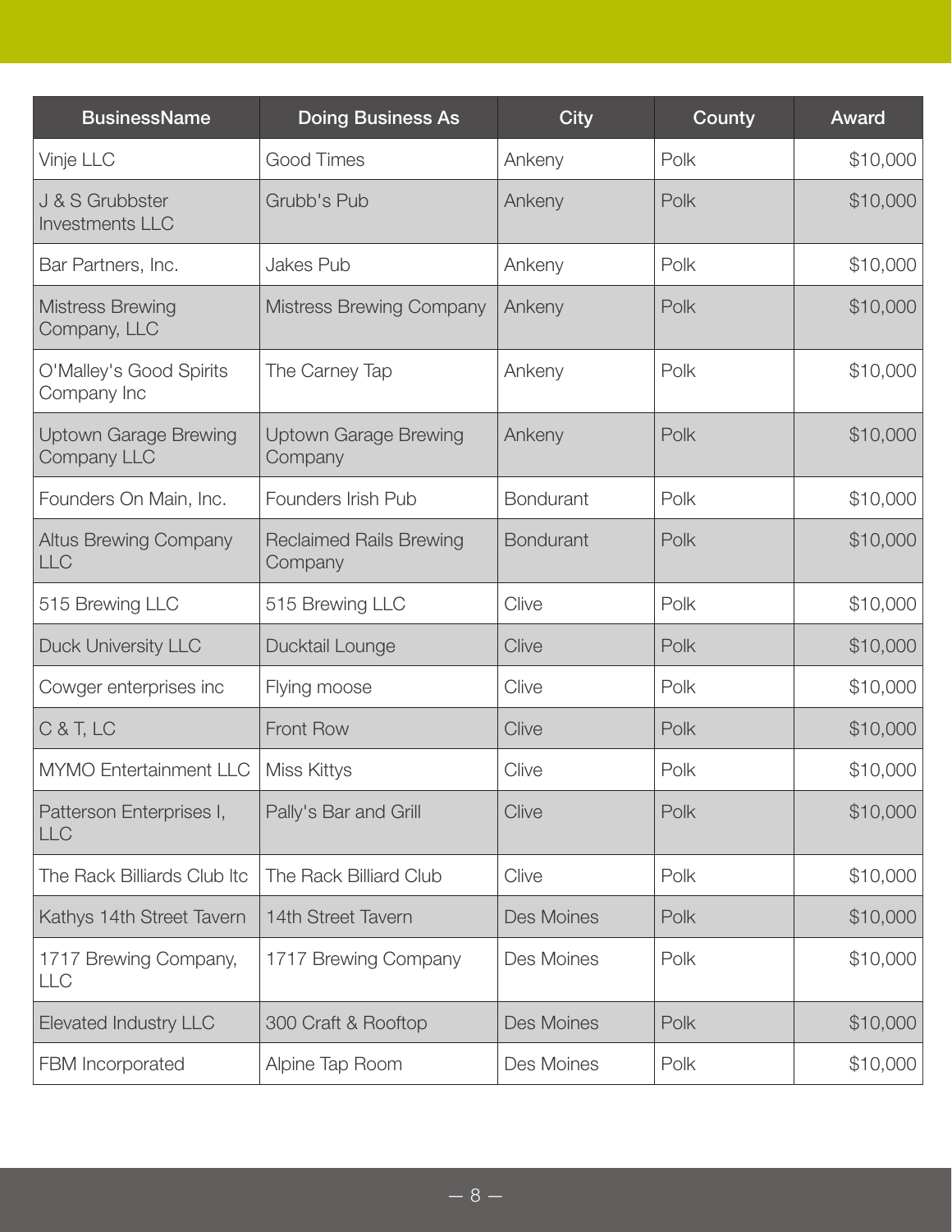| BusinessName | Doing Business As | City | County | Award |
|---|---|---|---|---|
| Vinje LLC | Good Times | Ankeny | Polk | $10,000 |
| J & S Grubbster Investments LLC | Grubb's Pub | Ankeny | Polk | $10,000 |
| Bar Partners, Inc. | Jakes Pub | Ankeny | Polk | $10,000 |
| Mistress Brewing Company, LLC | Mistress Brewing Company | Ankeny | Polk | $10,000 |
| O'Malley's Good Spirits Company Inc | The Carney Tap | Ankeny | Polk | $10,000 |
| Uptown Garage Brewing Company LLC | Uptown Garage Brewing Company | Ankeny | Polk | $10,000 |
| Founders On Main, Inc. | Founders Irish Pub | Bondurant | Polk | $10,000 |
| Altus Brewing Company LLC | Reclaimed Rails Brewing Company | Bondurant | Polk | $10,000 |
| 515 Brewing LLC | 515 Brewing LLC | Clive | Polk | $10,000 |
| Duck University LLC | Ducktail Lounge | Clive | Polk | $10,000 |
| Cowger enterprises inc | Flying moose | Clive | Polk | $10,000 |
| C & T, LC | Front Row | Clive | Polk | $10,000 |
| MYMO Entertainment LLC | Miss Kittys | Clive | Polk | $10,000 |
| Patterson Enterprises I, LLC | Pally's Bar and Grill | Clive | Polk | $10,000 |
| The Rack Billiards Club ltc | The Rack Billiard Club | Clive | Polk | $10,000 |
| Kathys 14th Street Tavern | 14th Street Tavern | Des Moines | Polk | $10,000 |
| 1717 Brewing Company, LLC | 1717 Brewing Company | Des Moines | Polk | $10,000 |
| Elevated Industry LLC | 300 Craft & Rooftop | Des Moines | Polk | $10,000 |
| FBM Incorporated | Alpine Tap Room | Des Moines | Polk | $10,000 |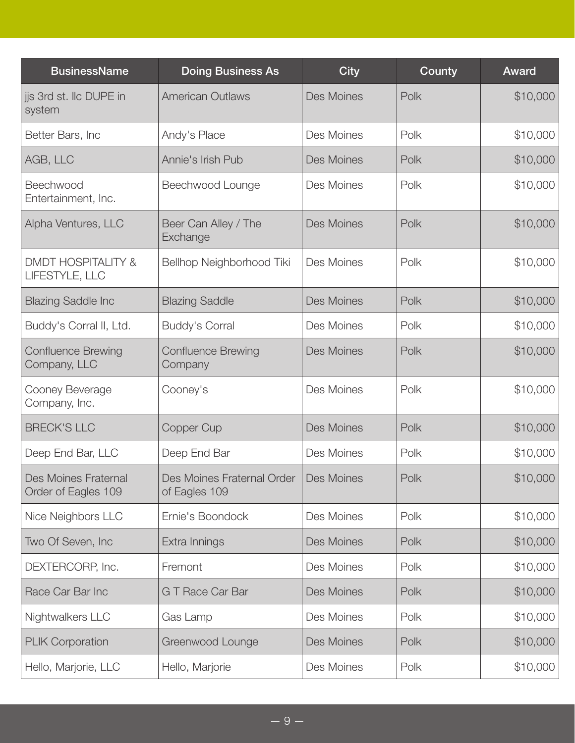| BusinessName | Doing Business As | City | County | Award |
|---|---|---|---|---|
| jjs 3rd st. llc DUPE in system | American Outlaws | Des Moines | Polk | $10,000 |
| Better Bars, Inc | Andy's Place | Des Moines | Polk | $10,000 |
| AGB, LLC | Annie's Irish Pub | Des Moines | Polk | $10,000 |
| Beechwood Entertainment, Inc. | Beechwood Lounge | Des Moines | Polk | $10,000 |
| Alpha Ventures, LLC | Beer Can Alley / The Exchange | Des Moines | Polk | $10,000 |
| DMDT HOSPITALITY & LIFESTYLE, LLC | Bellhop Neighborhood Tiki | Des Moines | Polk | $10,000 |
| Blazing Saddle Inc | Blazing Saddle | Des Moines | Polk | $10,000 |
| Buddy's Corral II, Ltd. | Buddy's Corral | Des Moines | Polk | $10,000 |
| Confluence Brewing Company, LLC | Confluence Brewing Company | Des Moines | Polk | $10,000 |
| Cooney Beverage Company, Inc. | Cooney's | Des Moines | Polk | $10,000 |
| BRECK'S LLC | Copper Cup | Des Moines | Polk | $10,000 |
| Deep End Bar, LLC | Deep End Bar | Des Moines | Polk | $10,000 |
| Des Moines Fraternal Order of Eagles 109 | Des Moines Fraternal Order of Eagles 109 | Des Moines | Polk | $10,000 |
| Nice Neighbors LLC | Ernie's Boondock | Des Moines | Polk | $10,000 |
| Two Of Seven, Inc | Extra Innings | Des Moines | Polk | $10,000 |
| DEXTERCORP, Inc. | Fremont | Des Moines | Polk | $10,000 |
| Race Car Bar Inc | G T Race Car Bar | Des Moines | Polk | $10,000 |
| Nightwalkers LLC | Gas Lamp | Des Moines | Polk | $10,000 |
| PLIK Corporation | Greenwood Lounge | Des Moines | Polk | $10,000 |
| Hello, Marjorie, LLC | Hello, Marjorie | Des Moines | Polk | $10,000 |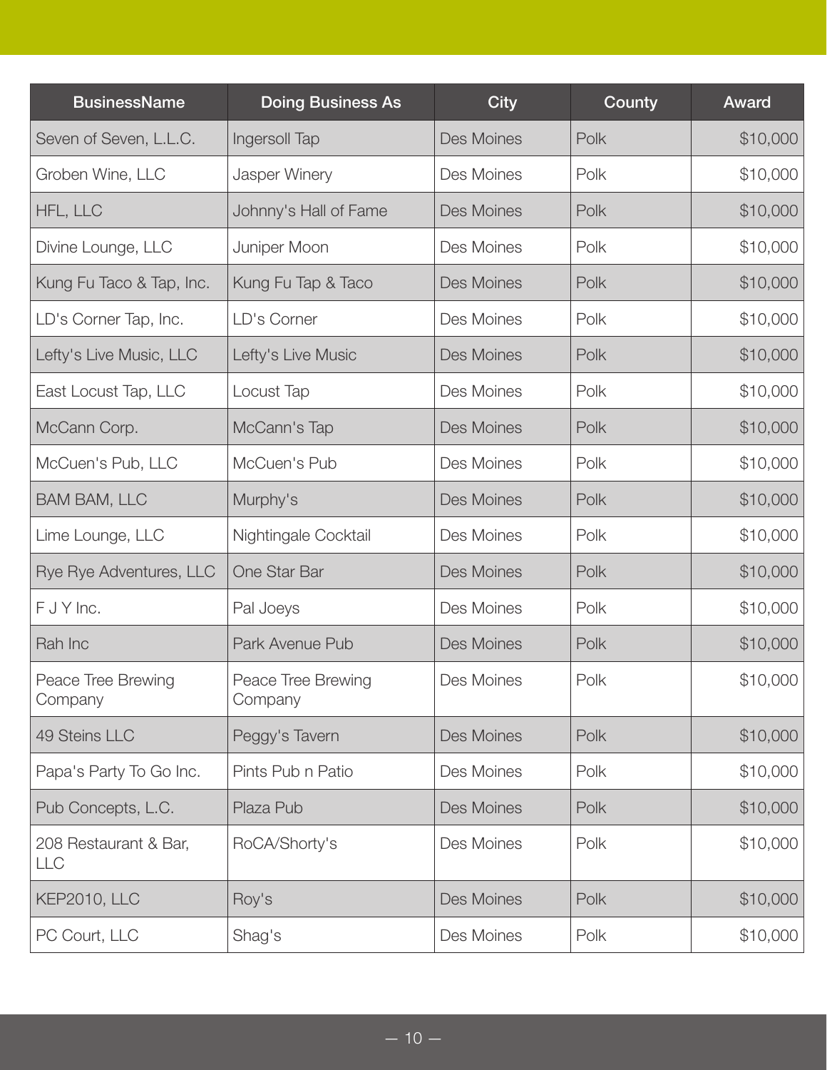| BusinessName | Doing Business As | City | County | Award |
|---|---|---|---|---|
| Seven of Seven, L.L.C. | Ingersoll Tap | Des Moines | Polk | $10,000 |
| Groben Wine, LLC | Jasper Winery | Des Moines | Polk | $10,000 |
| HFL, LLC | Johnny's Hall of Fame | Des Moines | Polk | $10,000 |
| Divine Lounge, LLC | Juniper Moon | Des Moines | Polk | $10,000 |
| Kung Fu Taco & Tap, Inc. | Kung Fu Tap & Taco | Des Moines | Polk | $10,000 |
| LD's Corner Tap, Inc. | LD's Corner | Des Moines | Polk | $10,000 |
| Lefty's Live Music, LLC | Lefty's Live Music | Des Moines | Polk | $10,000 |
| East Locust Tap, LLC | Locust Tap | Des Moines | Polk | $10,000 |
| McCann Corp. | McCann's Tap | Des Moines | Polk | $10,000 |
| McCuen's Pub, LLC | McCuen's Pub | Des Moines | Polk | $10,000 |
| BAM BAM, LLC | Murphy's | Des Moines | Polk | $10,000 |
| Lime Lounge, LLC | Nightingale Cocktail | Des Moines | Polk | $10,000 |
| Rye Rye Adventures, LLC | One Star Bar | Des Moines | Polk | $10,000 |
| F J Y Inc. | Pal Joeys | Des Moines | Polk | $10,000 |
| Rah Inc | Park Avenue Pub | Des Moines | Polk | $10,000 |
| Peace Tree Brewing Company | Peace Tree Brewing Company | Des Moines | Polk | $10,000 |
| 49 Steins LLC | Peggy's Tavern | Des Moines | Polk | $10,000 |
| Papa's Party To Go Inc. | Pints Pub n Patio | Des Moines | Polk | $10,000 |
| Pub Concepts, L.C. | Plaza Pub | Des Moines | Polk | $10,000 |
| 208 Restaurant & Bar, LLC | RoCA/Shorty's | Des Moines | Polk | $10,000 |
| KEP2010, LLC | Roy's | Des Moines | Polk | $10,000 |
| PC Court, LLC | Shag's | Des Moines | Polk | $10,000 |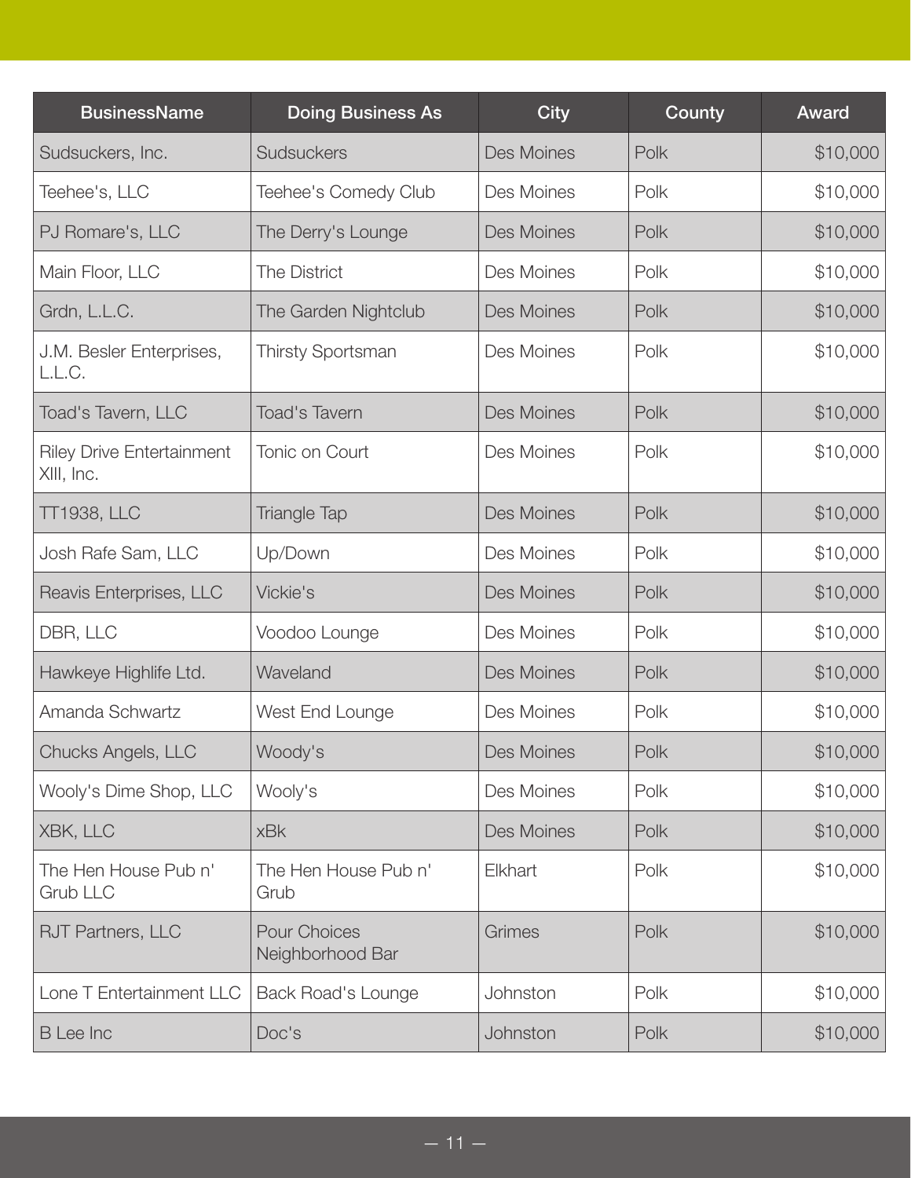| BusinessName | Doing Business As | City | County | Award |
|---|---|---|---|---|
| Sudsuckers, Inc. | Sudsuckers | Des Moines | Polk | $10,000 |
| Teehee's, LLC | Teehee's Comedy Club | Des Moines | Polk | $10,000 |
| PJ Romare's, LLC | The Derry's Lounge | Des Moines | Polk | $10,000 |
| Main Floor, LLC | The District | Des Moines | Polk | $10,000 |
| Grdn, L.L.C. | The Garden Nightclub | Des Moines | Polk | $10,000 |
| J.M. Besler Enterprises, L.L.C. | Thirsty Sportsman | Des Moines | Polk | $10,000 |
| Toad's Tavern, LLC | Toad's Tavern | Des Moines | Polk | $10,000 |
| Riley Drive Entertainment XIII, Inc. | Tonic on Court | Des Moines | Polk | $10,000 |
| TT1938, LLC | Triangle Tap | Des Moines | Polk | $10,000 |
| Josh Rafe Sam, LLC | Up/Down | Des Moines | Polk | $10,000 |
| Reavis Enterprises, LLC | Vickie's | Des Moines | Polk | $10,000 |
| DBR, LLC | Voodoo Lounge | Des Moines | Polk | $10,000 |
| Hawkeye Highlife Ltd. | Waveland | Des Moines | Polk | $10,000 |
| Amanda Schwartz | West End Lounge | Des Moines | Polk | $10,000 |
| Chucks Angels, LLC | Woody's | Des Moines | Polk | $10,000 |
| Wooly's Dime Shop, LLC | Wooly's | Des Moines | Polk | $10,000 |
| XBK, LLC | xBk | Des Moines | Polk | $10,000 |
| The Hen House Pub n' Grub LLC | The Hen House Pub n' Grub | Elkhart | Polk | $10,000 |
| RJT Partners, LLC | Pour Choices Neighborhood Bar | Grimes | Polk | $10,000 |
| Lone T Entertainment LLC | Back Road's Lounge | Johnston | Polk | $10,000 |
| B Lee Inc | Doc's | Johnston | Polk | $10,000 |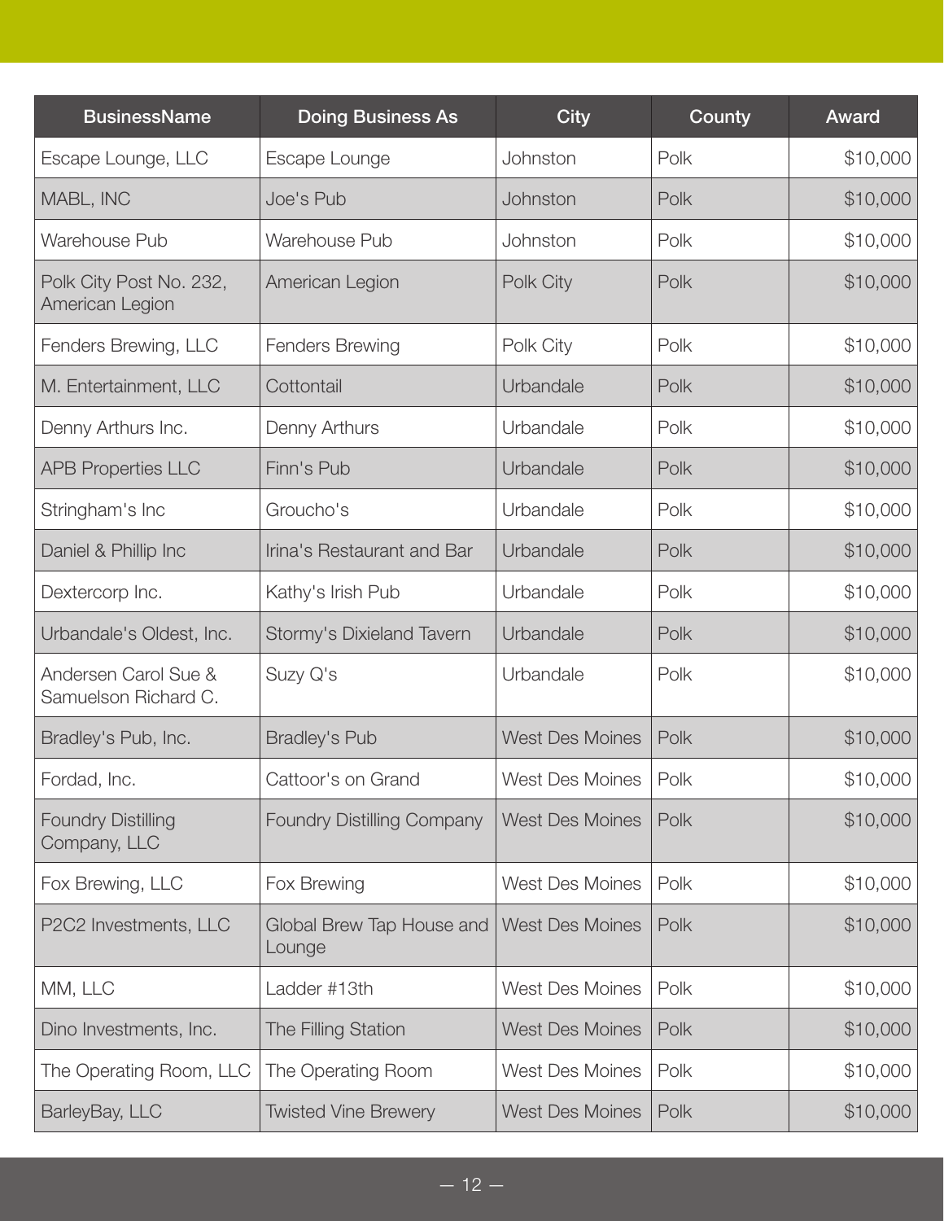| BusinessName | Doing Business As | City | County | Award |
|---|---|---|---|---|
| Escape Lounge, LLC | Escape Lounge | Johnston | Polk | $10,000 |
| MABL, INC | Joe's Pub | Johnston | Polk | $10,000 |
| Warehouse Pub | Warehouse Pub | Johnston | Polk | $10,000 |
| Polk City Post No. 232, American Legion | American Legion | Polk City | Polk | $10,000 |
| Fenders Brewing, LLC | Fenders Brewing | Polk City | Polk | $10,000 |
| M. Entertainment, LLC | Cottontail | Urbandale | Polk | $10,000 |
| Denny Arthurs Inc. | Denny Arthurs | Urbandale | Polk | $10,000 |
| APB Properties LLC | Finn's Pub | Urbandale | Polk | $10,000 |
| Stringham's Inc | Groucho's | Urbandale | Polk | $10,000 |
| Daniel & Phillip Inc | Irina's Restaurant and Bar | Urbandale | Polk | $10,000 |
| Dextercorp Inc. | Kathy's Irish Pub | Urbandale | Polk | $10,000 |
| Urbandale's Oldest, Inc. | Stormy's Dixieland Tavern | Urbandale | Polk | $10,000 |
| Andersen Carol Sue & Samuelson Richard C. | Suzy Q's | Urbandale | Polk | $10,000 |
| Bradley's Pub, Inc. | Bradley's Pub | West Des Moines | Polk | $10,000 |
| Fordad, Inc. | Cattoor's on Grand | West Des Moines | Polk | $10,000 |
| Foundry Distilling Company, LLC | Foundry Distilling Company | West Des Moines | Polk | $10,000 |
| Fox Brewing, LLC | Fox Brewing | West Des Moines | Polk | $10,000 |
| P2C2 Investments, LLC | Global Brew Tap House and Lounge | West Des Moines | Polk | $10,000 |
| MM, LLC | Ladder #13th | West Des Moines | Polk | $10,000 |
| Dino Investments, Inc. | The Filling Station | West Des Moines | Polk | $10,000 |
| The Operating Room, LLC | The Operating Room | West Des Moines | Polk | $10,000 |
| BarleyBay, LLC | Twisted Vine Brewery | West Des Moines | Polk | $10,000 |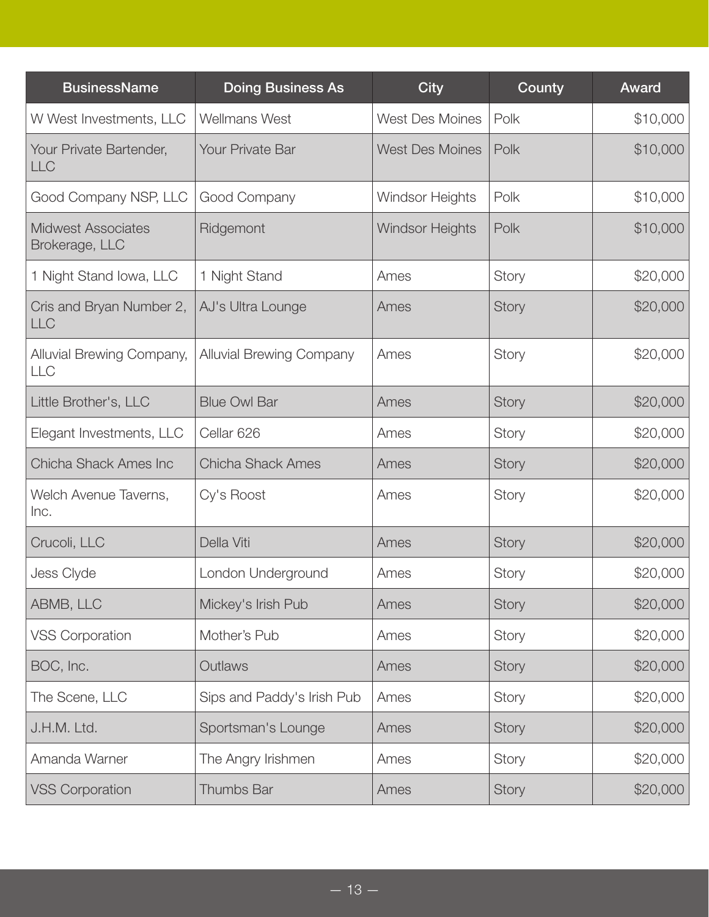| BusinessName | Doing Business As | City | County | Award |
|---|---|---|---|---|
| W West Investments, LLC | Wellmans West | West Des Moines | Polk | $10,000 |
| Your Private Bartender, LLC | Your Private Bar | West Des Moines | Polk | $10,000 |
| Good Company NSP, LLC | Good Company | Windsor Heights | Polk | $10,000 |
| Midwest Associates Brokerage, LLC | Ridgemont | Windsor Heights | Polk | $10,000 |
| 1 Night Stand Iowa, LLC | 1 Night Stand | Ames | Story | $20,000 |
| Cris and Bryan Number 2, LLC | AJ's Ultra Lounge | Ames | Story | $20,000 |
| Alluvial Brewing Company, LLC | Alluvial Brewing Company | Ames | Story | $20,000 |
| Little Brother's, LLC | Blue Owl Bar | Ames | Story | $20,000 |
| Elegant Investments, LLC | Cellar 626 | Ames | Story | $20,000 |
| Chicha Shack Ames Inc | Chicha Shack Ames | Ames | Story | $20,000 |
| Welch Avenue Taverns, Inc. | Cy's Roost | Ames | Story | $20,000 |
| Crucoli, LLC | Della Viti | Ames | Story | $20,000 |
| Jess Clyde | London Underground | Ames | Story | $20,000 |
| ABMB, LLC | Mickey's Irish Pub | Ames | Story | $20,000 |
| VSS Corporation | Mother's Pub | Ames | Story | $20,000 |
| BOC, Inc. | Outlaws | Ames | Story | $20,000 |
| The Scene, LLC | Sips and Paddy's Irish Pub | Ames | Story | $20,000 |
| J.H.M. Ltd. | Sportsman's Lounge | Ames | Story | $20,000 |
| Amanda Warner | The Angry Irishmen | Ames | Story | $20,000 |
| VSS Corporation | Thumbs Bar | Ames | Story | $20,000 |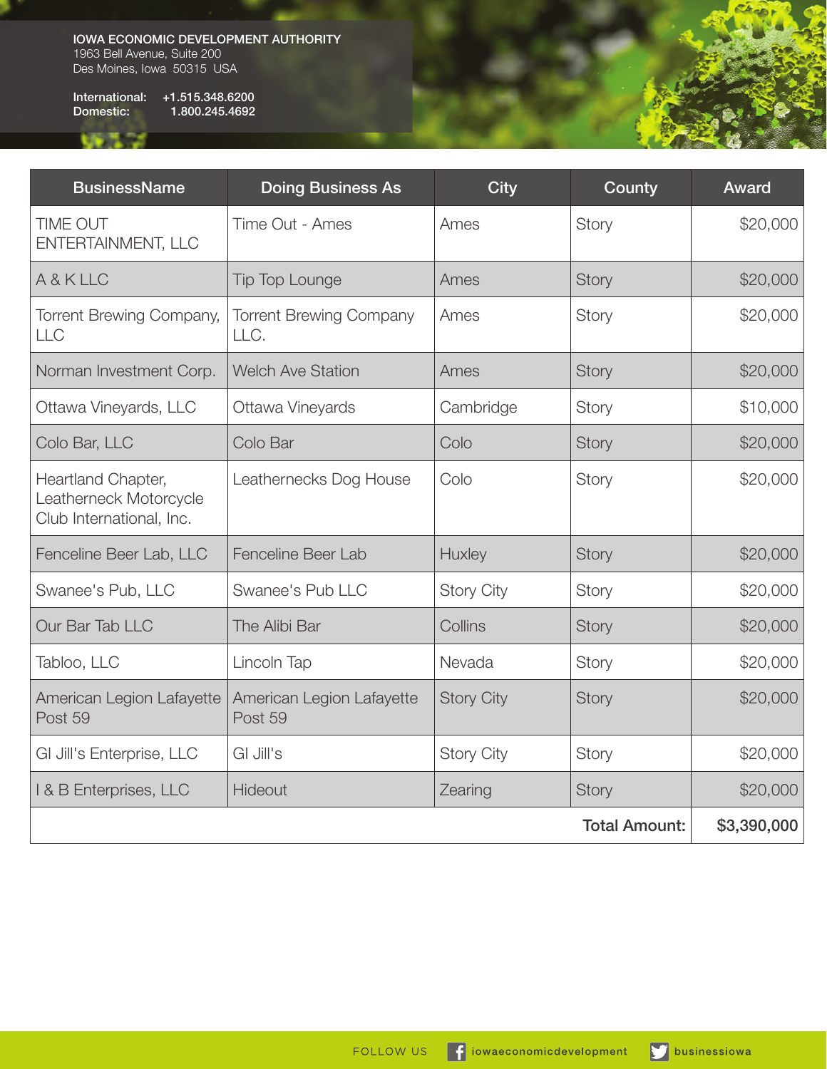IOWA ECONOMIC DEVELOPMENT AUTHORITY
1963 Bell Avenue, Suite 200
Des Moines, Iowa 50315 USA

International: +1.515.348.6200
Domestic: 1.800.245.4692

| BusinessName | Doing Business As | City | County | Award |
|---|---|---|---|---|
| TIME OUT ENTERTAINMENT, LLC | Time Out - Ames | Ames | Story | $20,000 |
| A & K LLC | Tip Top Lounge | Ames | Story | $20,000 |
| Torrent Brewing Company, LLC | Torrent Brewing Company LLC. | Ames | Story | $20,000 |
| Norman Investment Corp. | Welch Ave Station | Ames | Story | $20,000 |
| Ottawa Vineyards, LLC | Ottawa Vineyards | Cambridge | Story | $10,000 |
| Colo Bar, LLC | Colo Bar | Colo | Story | $20,000 |
| Heartland Chapter, Leatherneck Motorcycle Club International, Inc. | Leathernecks Dog House | Colo | Story | $20,000 |
| Fenceline Beer Lab, LLC | Fenceline Beer Lab | Huxley | Story | $20,000 |
| Swanee's Pub, LLC | Swanee's Pub LLC | Story City | Story | $20,000 |
| Our Bar Tab LLC | The Alibi Bar | Collins | Story | $20,000 |
| Tabloo, LLC | Lincoln Tap | Nevada | Story | $20,000 |
| American Legion Lafayette Post 59 | American Legion Lafayette Post 59 | Story City | Story | $20,000 |
| GI Jill's Enterprise, LLC | GI Jill's | Story City | Story | $20,000 |
| I & B Enterprises, LLC | Hideout | Zearing | Story | $20,000 |
| | | | **Total Amount:** | **$3,390,000** |

FOLLOW US iowaeconomicdevelopment businessiowa